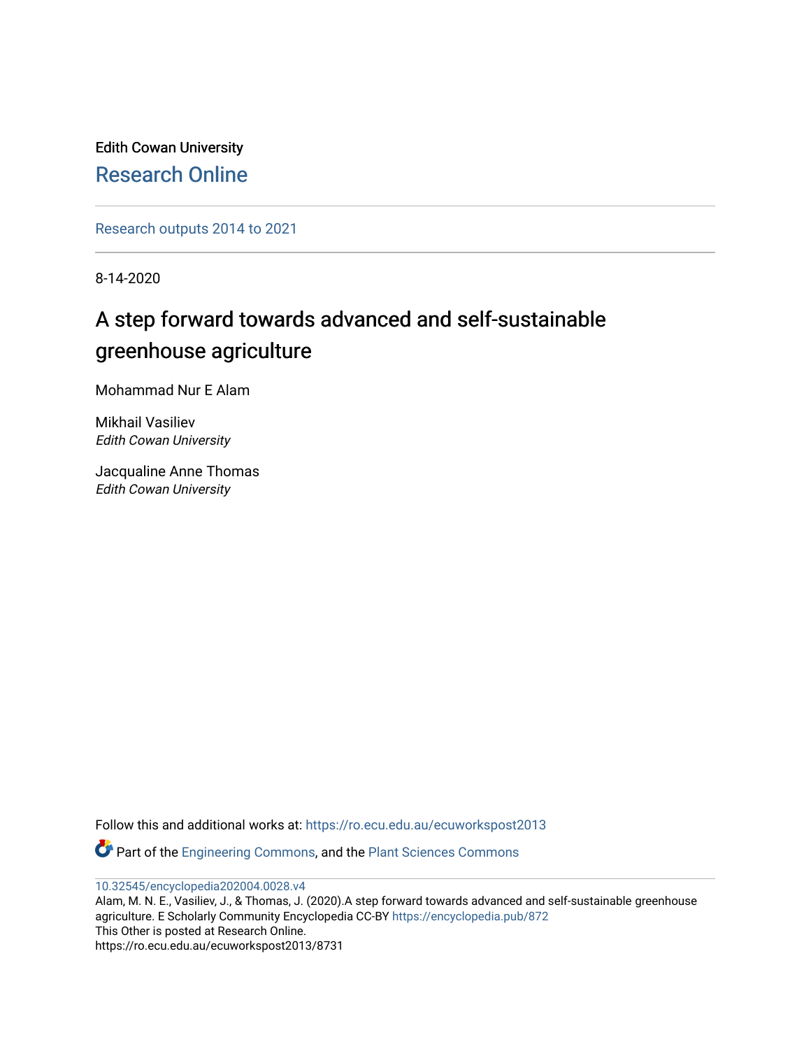Edith Cowan University

Research Online

Research outputs 2014 to 2021

8-14-2020

# A step forward towards advanced and self-sustainable greenhouse agriculture

Mohammad Nur E Alam

Mikhail Vasiliev
*Edith Cowan University*

Jacqualine Anne Thomas
*Edith Cowan University*

Follow this and additional works at: https://ro.ecu.edu.au/ecuworkspost2013

Part of the Engineering Commons, and the Plant Sciences Commons

10.32545/encyclopedia202004.0028.v4

Alam, M. N. E., Vasiliev, J., & Thomas, J. (2020).A step forward towards advanced and self-sustainable greenhouse agriculture. E Scholarly Community Encyclopedia CC-BY https://encyclopedia.pub/872

This Other is posted at Research Online.

https://ro.ecu.edu.au/ecuworkspost2013/8731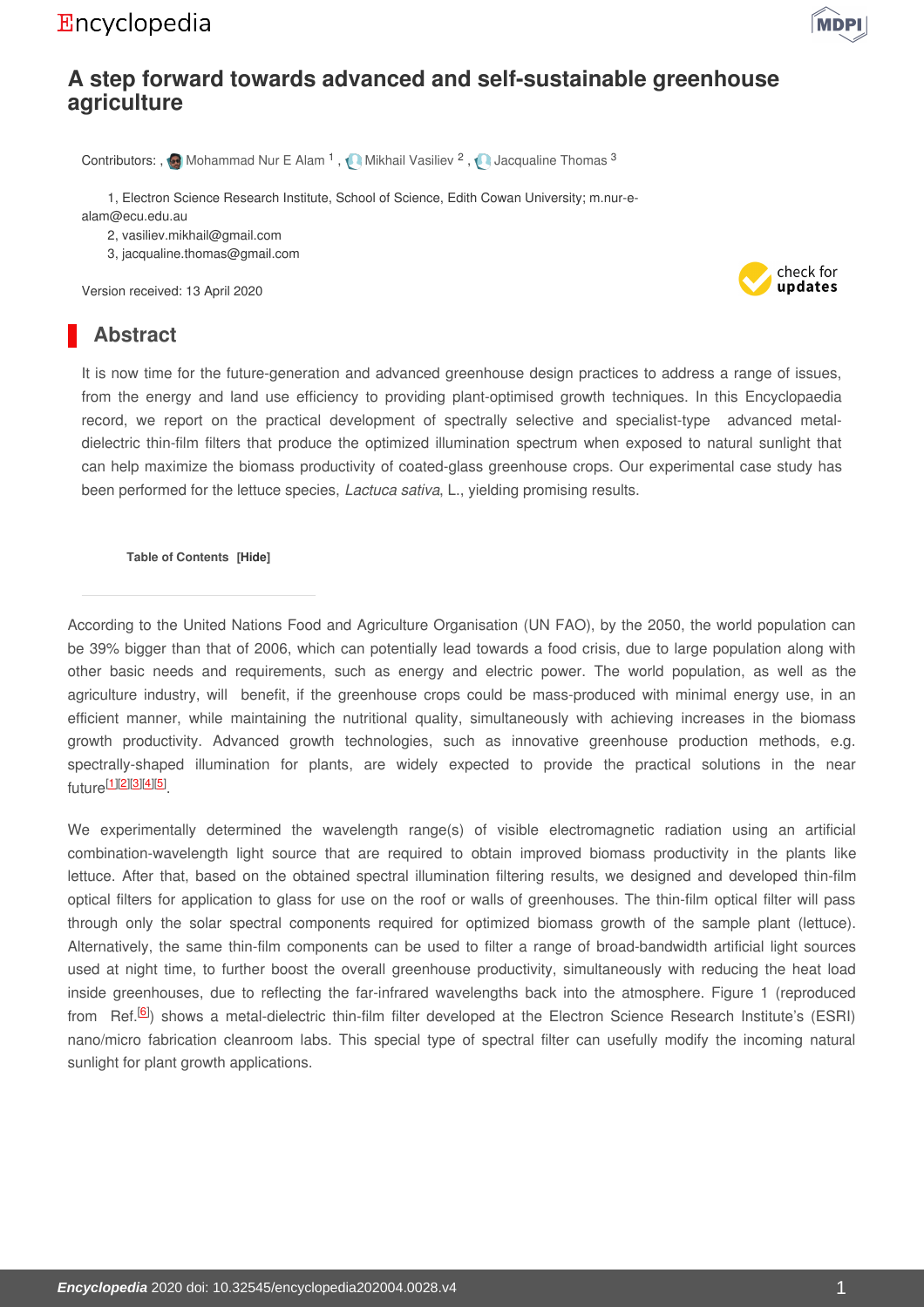# A step forward towards advanced and self-sustainable greenhouse agriculture

Contributors: , Mohammad Nur E Alam [1] , Mikhail Vasiliev [2] , Jacqualine Thomas [3]

1, Electron Science Research Institute, School of Science, Edith Cowan University; m.nur-e-alam@ecu.edu.au

2, vasiliev.mikhail@gmail.com

3, jacqualine.thomas@gmail.com

Version received: 13 April 2020

## Abstract

It is now time for the future-generation and advanced greenhouse design practices to address a range of issues, from the energy and land use efficiency to providing plant-optimised growth techniques. In this Encyclopaedia record, we report on the practical development of spectrally selective and specialist-type advanced metal-dielectric thin-film filters that produce the optimized illumination spectrum when exposed to natural sunlight that can help maximize the biomass productivity of coated-glass greenhouse crops. Our experimental case study has been performed for the lettuce species, *Lactuca sativa*, L., yielding promising results.

**Table of Contents [Hide]**

According to the United Nations Food and Agriculture Organisation (UN FAO), by the 2050, the world population can be 39% bigger than that of 2006, which can potentially lead towards a food crisis, due to large population along with other basic needs and requirements, such as energy and electric power. The world population, as well as the agriculture industry, will benefit, if the greenhouse crops could be mass-produced with minimal energy use, in an efficient manner, while maintaining the nutritional quality, simultaneously with achieving increases in the biomass growth productivity. Advanced growth technologies, such as innovative greenhouse production methods, e.g. spectrally-shaped illumination for plants, are widely expected to provide the practical solutions in the near future[1][2][3][4][5].

We experimentally determined the wavelength range(s) of visible electromagnetic radiation using an artificial combination-wavelength light source that are required to obtain improved biomass productivity in the plants like lettuce. After that, based on the obtained spectral illumination filtering results, we designed and developed thin-film optical filters for application to glass for use on the roof or walls of greenhouses. The thin-film optical filter will pass through only the solar spectral components required for optimized biomass growth of the sample plant (lettuce). Alternatively, the same thin-film components can be used to filter a range of broad-bandwidth artificial light sources used at night time, to further boost the overall greenhouse productivity, simultaneously with reducing the heat load inside greenhouses, due to reflecting the far-infrared wavelengths back into the atmosphere. Figure 1 (reproduced from Ref.[6]) shows a metal-dielectric thin-film filter developed at the Electron Science Research Institute's (ESRI) nano/micro fabrication cleanroom labs. This special type of spectral filter can usefully modify the incoming natural sunlight for plant growth applications.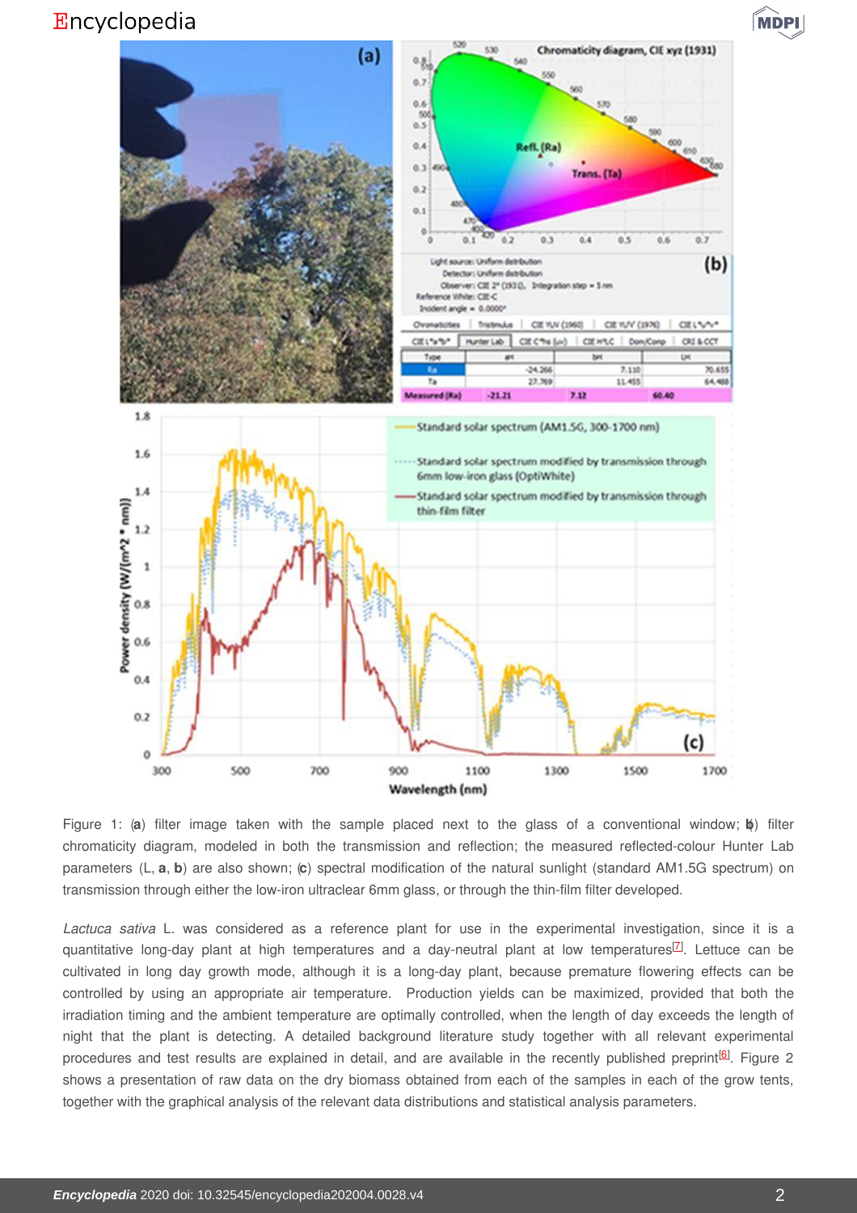Figure 1: (**a**) filter image taken with the sample placed next to the glass of a conventional window; (**b**) filter chromaticity diagram, modeled in both the transmission and reflection; the measured reflected-colour Hunter Lab parameters (L, **a**, **b**) are also shown; (**c**) spectral modification of the natural sunlight (standard AM1.5G spectrum) on transmission through either the low-iron ultraclear 6mm glass, or through the thin-film filter developed.

*Lactuca sativa* L. was considered as a reference plant for use in the experimental investigation, since it is a quantitative long-day plant at high temperatures and a day-neutral plant at low temperatures[7]. Lettuce can be cultivated in long day growth mode, although it is a long-day plant, because premature flowering effects can be controlled by using an appropriate air temperature. Production yields can be maximized, provided that both the irradiation timing and the ambient temperature are optimally controlled, when the length of day exceeds the length of night that the plant is detecting. A detailed background literature study together with all relevant experimental procedures and test results are explained in detail, and are available in the recently published preprint[6]. Figure 2 shows a presentation of raw data on the dry biomass obtained from each of the samples in each of the grow tents, together with the graphical analysis of the relevant data distributions and statistical analysis parameters.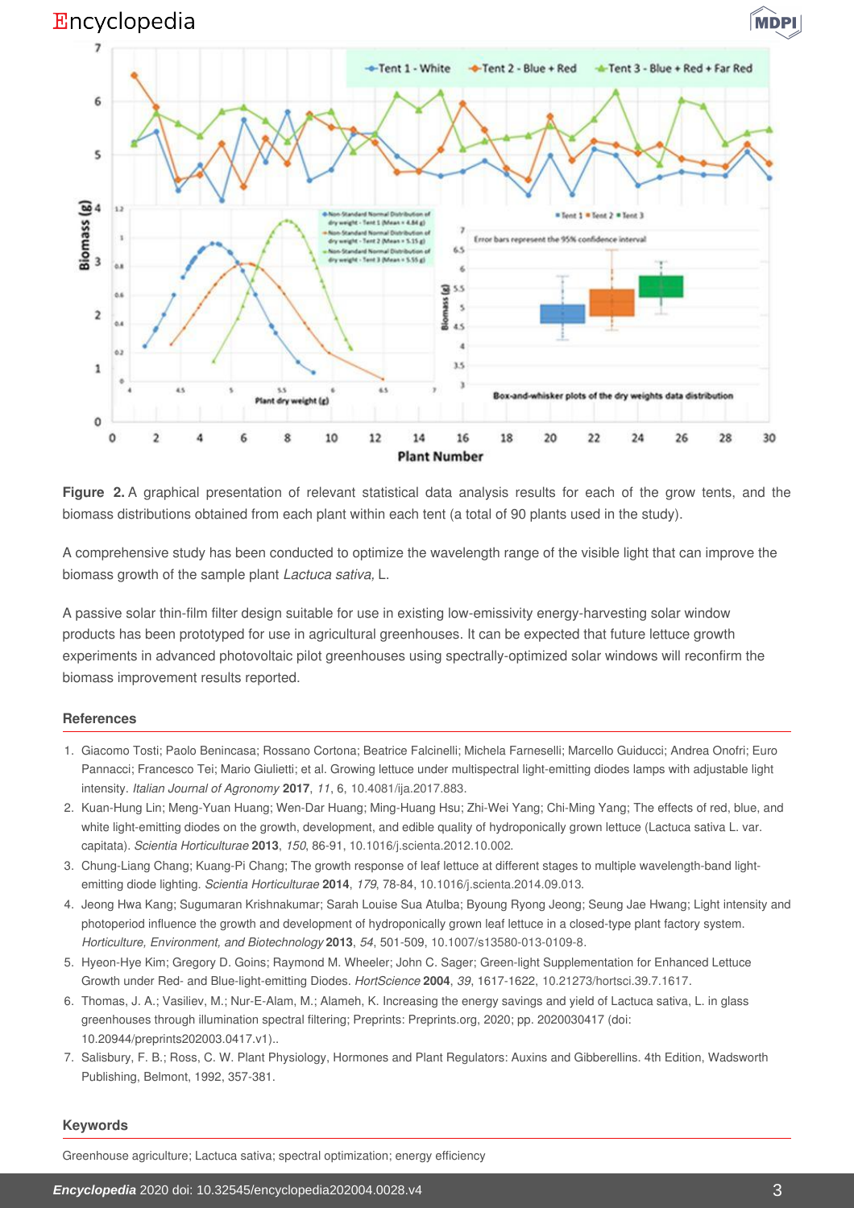**Figure 2.** A graphical presentation of relevant statistical data analysis results for each of the grow tents, and the biomass distributions obtained from each plant within each tent (a total of 90 plants used in the study).

A comprehensive study has been conducted to optimize the wavelength range of the visible light that can improve the biomass growth of the sample plant *Lactuca sativa,* L.

A passive solar thin-film filter design suitable for use in existing low-emissivity energy-harvesting solar window products has been prototyped for use in agricultural greenhouses. It can be expected that future lettuce growth experiments in advanced photovoltaic pilot greenhouses using spectrally-optimized solar windows will reconfirm the biomass improvement results reported.

## References

1. Giacomo Tosti; Paolo Benincasa; Rossano Cortona; Beatrice Falcinelli; Michela Farneselli; Marcello Guiducci; Andrea Onofri; Euro Pannacci; Francesco Tei; Mario Giulietti; et al. Growing lettuce under multispectral light-emitting diodes lamps with adjustable light intensity. *Italian Journal of Agronomy* **2017**, *11*, 6, 10.4081/ija.2017.883.
2. Kuan-Hung Lin; Meng-Yuan Huang; Wen-Dar Huang; Ming-Huang Hsu; Zhi-Wei Yang; Chi-Ming Yang; The effects of red, blue, and white light-emitting diodes on the growth, development, and edible quality of hydroponically grown lettuce (Lactuca sativa L. var. capitata). *Scientia Horticulturae* **2013**, *150*, 86-91, 10.1016/j.scienta.2012.10.002.
3. Chung-Liang Chang; Kuang-Pi Chang; The growth response of leaf lettuce at different stages to multiple wavelength-band light-emitting diode lighting. *Scientia Horticulturae* **2014**, *179*, 78-84, 10.1016/j.scienta.2014.09.013.
4. Jeong Hwa Kang; Sugumaran Krishnakumar; Sarah Louise Sua Atulba; Byoung Ryong Jeong; Seung Jae Hwang; Light intensity and photoperiod influence the growth and development of hydroponically grown leaf lettuce in a closed-type plant factory system. *Horticulture, Environment, and Biotechnology* **2013**, *54*, 501-509, 10.1007/s13580-013-0109-8.
5. Hyeon-Hye Kim; Gregory D. Goins; Raymond M. Wheeler; John C. Sager; Green-light Supplementation for Enhanced Lettuce Growth under Red- and Blue-light-emitting Diodes. *HortScience* **2004**, *39*, 1617-1622, 10.21273/hortsci.39.7.1617.
6. Thomas, J. A.; Vasiliev, M.; Nur-E-Alam, M.; Alameh, K. Increasing the energy savings and yield of Lactuca sativa, L. in glass greenhouses through illumination spectral filtering; Preprints: Preprints.org, 2020; pp. 2020030417 (doi: 10.20944/preprints202003.0417.v1)..
7. Salisbury, F. B.; Ross, C. W. Plant Physiology, Hormones and Plant Regulators: Auxins and Gibberellins. 4th Edition, Wadsworth Publishing, Belmont, 1992, 357-381.

## Keywords

Greenhouse agriculture; Lactuca sativa; spectral optimization; energy efficiency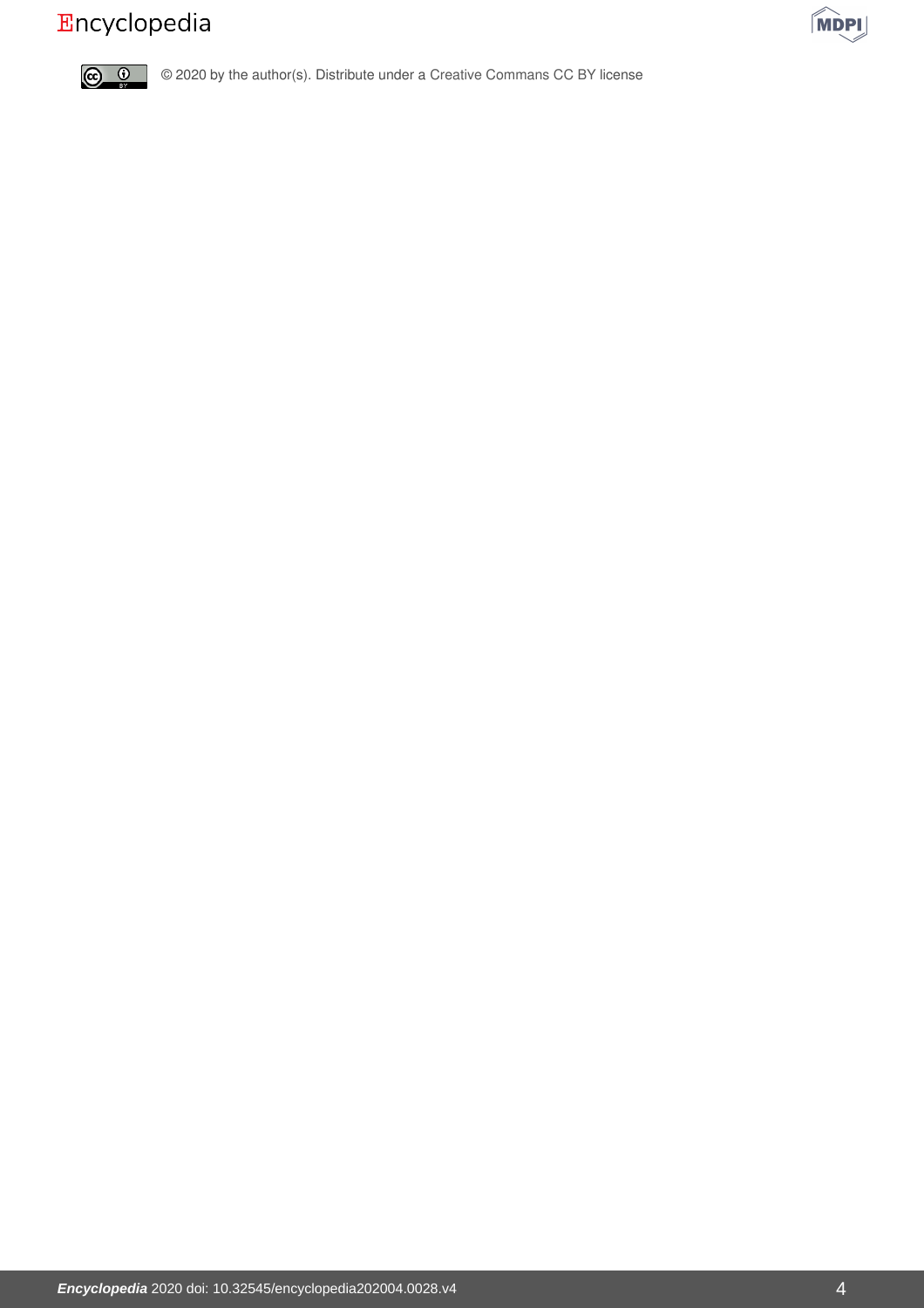© 2020 by the author(s). Distribute under a Creative Commans CC BY license